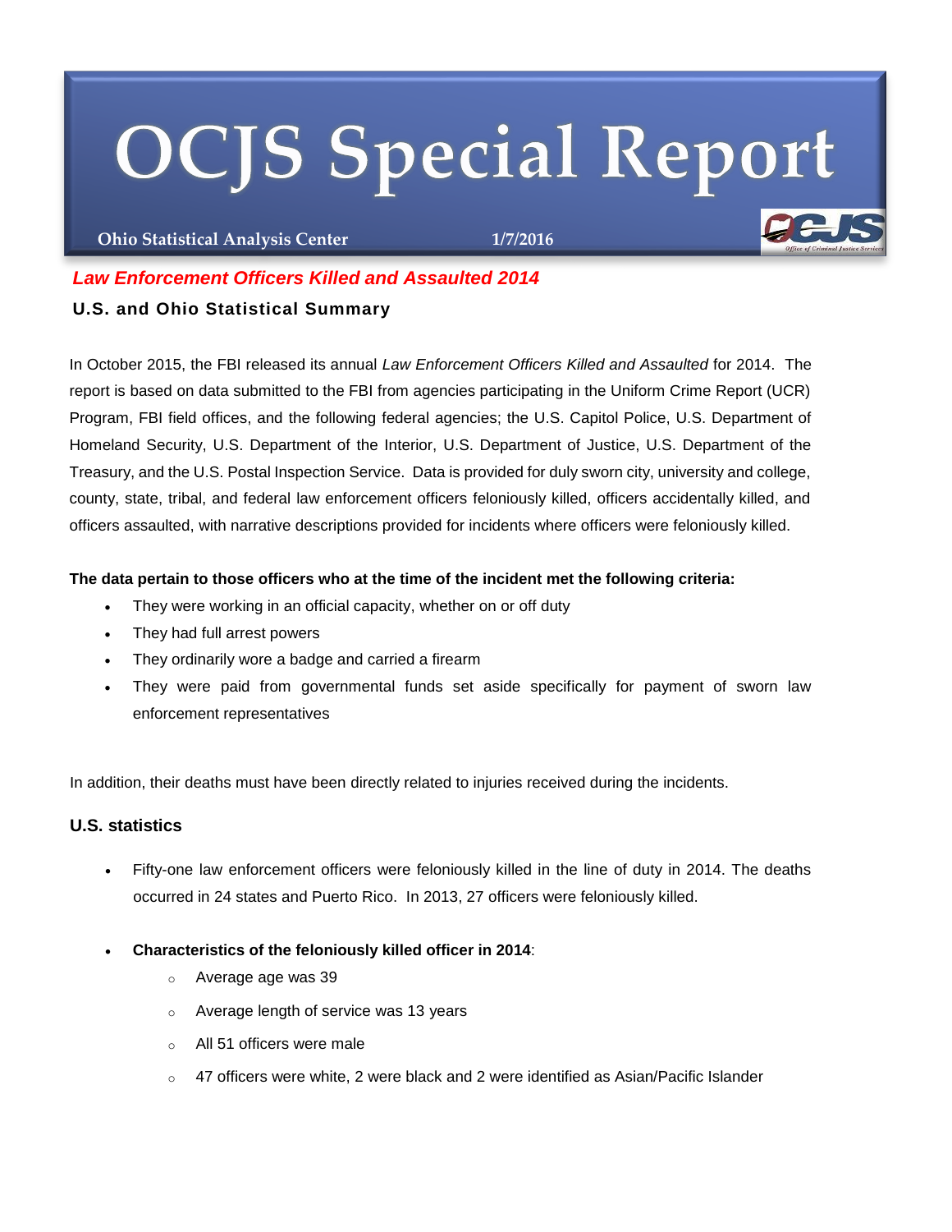# OCJS Special Report

**Ohio Statistical Analysis Center** **1/7/2016**

## *Law Enforcement Officers Killed and Assaulted 2014*

### U.S. and Ohio Statistical Summary

In October 2015, the FBI released its annual *Law Enforcement Officers Killed and Assaulted* for 2014. The report is based on data submitted to the FBI from agencies participating in the Uniform Crime Report (UCR) Program, FBI field offices, and the following federal agencies; the U.S. Capitol Police, U.S. Department of Homeland Security, U.S. Department of the Interior, U.S. Department of Justice, U.S. Department of the Treasury, and the U.S. Postal Inspection Service. Data is provided for duly sworn city, university and college, county, state, tribal, and federal law enforcement officers feloniously killed, officers accidentally killed, and officers assaulted, with narrative descriptions provided for incidents where officers were feloniously killed.

**The data pertain to those officers who at the time of the incident met the following criteria:**

- They were working in an official capacity, whether on or off duty
- They had full arrest powers
- They ordinarily wore a badge and carried a firearm
- They were paid from governmental funds set aside specifically for payment of sworn law enforcement representatives

In addition, their deaths must have been directly related to injuries received during the incidents.

### U.S. statistics

- Fifty-one law enforcement officers were feloniously killed in the line of duty in 2014. The deaths occurred in 24 states and Puerto Rico. In 2013, 27 officers were feloniously killed.

- **Characteristics of the feloniously killed officer in 2014**:
  - Average age was 39
  - Average length of service was 13 years
  - All 51 officers were male
  - 47 officers were white, 2 were black and 2 were identified as Asian/Pacific Islander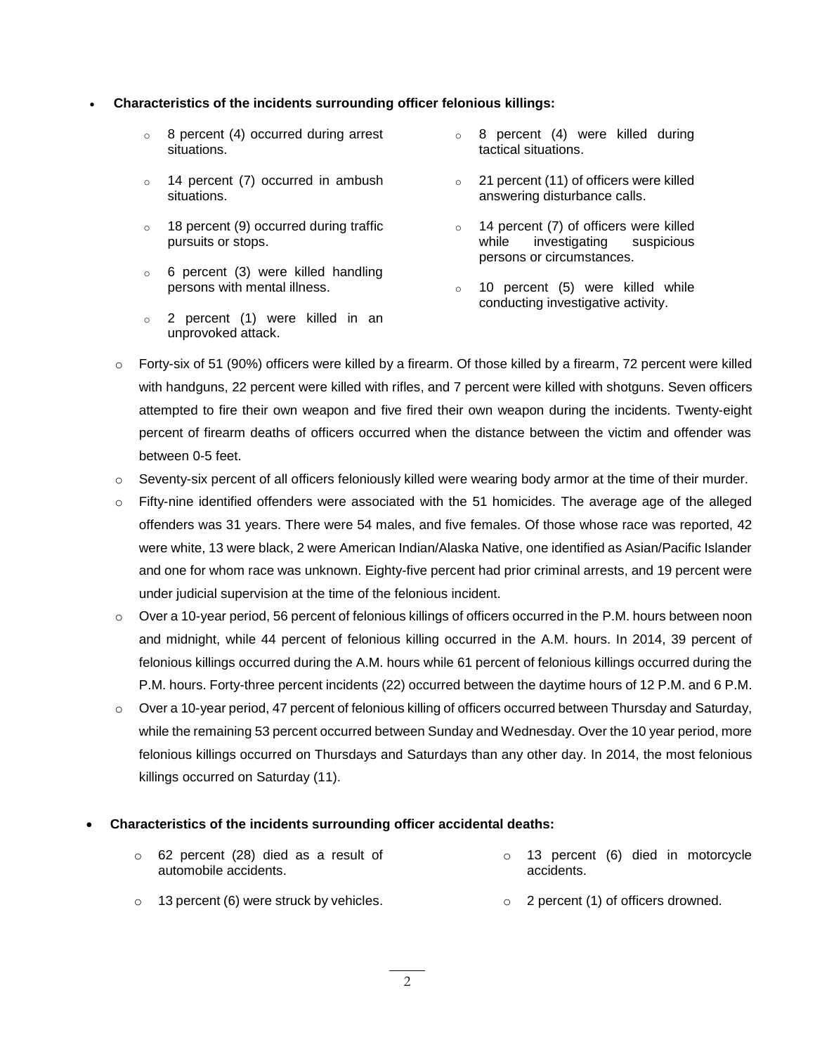- **Characteristics of the incidents surrounding officer felonious killings:**
    - 8 percent (4) occurred during arrest situations.
    - 14 percent (7) occurred in ambush situations.
    - 18 percent (9) occurred during traffic pursuits or stops.
    - 6 percent (3) were killed handling persons with mental illness.
    - 2 percent (1) were killed in an unprovoked attack.
    - 8 percent (4) were killed during tactical situations.
    - 21 percent (11) of officers were killed answering disturbance calls.
    - 14 percent (7) of officers were killed while investigating suspicious persons or circumstances.
    - 10 percent (5) were killed while conducting investigative activity.
    - Forty-six of 51 (90%) officers were killed by a firearm. Of those killed by a firearm, 72 percent were killed with handguns, 22 percent were killed with rifles, and 7 percent were killed with shotguns. Seven officers attempted to fire their own weapon and five fired their own weapon during the incidents. Twenty-eight percent of firearm deaths of officers occurred when the distance between the victim and offender was between 0-5 feet.
    - Seventy-six percent of all officers feloniously killed were wearing body armor at the time of their murder.
    - Fifty-nine identified offenders were associated with the 51 homicides. The average age of the alleged offenders was 31 years. There were 54 males, and five females. Of those whose race was reported, 42 were white, 13 were black, 2 were American Indian/Alaska Native, one identified as Asian/Pacific Islander and one for whom race was unknown. Eighty-five percent had prior criminal arrests, and 19 percent were under judicial supervision at the time of the felonious incident.
    - Over a 10-year period, 56 percent of felonious killings of officers occurred in the P.M. hours between noon and midnight, while 44 percent of felonious killing occurred in the A.M. hours. In 2014, 39 percent of felonious killings occurred during the A.M. hours while 61 percent of felonious killings occurred during the P.M. hours. Forty-three percent incidents (22) occurred between the daytime hours of 12 P.M. and 6 P.M.
    - Over a 10-year period, 47 percent of felonious killing of officers occurred between Thursday and Saturday, while the remaining 53 percent occurred between Sunday and Wednesday. Over the 10 year period, more felonious killings occurred on Thursdays and Saturdays than any other day. In 2014, the most felonious killings occurred on Saturday (11).

- **Characteristics of the incidents surrounding officer accidental deaths:**
    - 62 percent (28) died as a result of automobile accidents.
    - 13 percent (6) were struck by vehicles.
    - 13 percent (6) died in motorcycle accidents.
    - 2 percent (1) of officers drowned.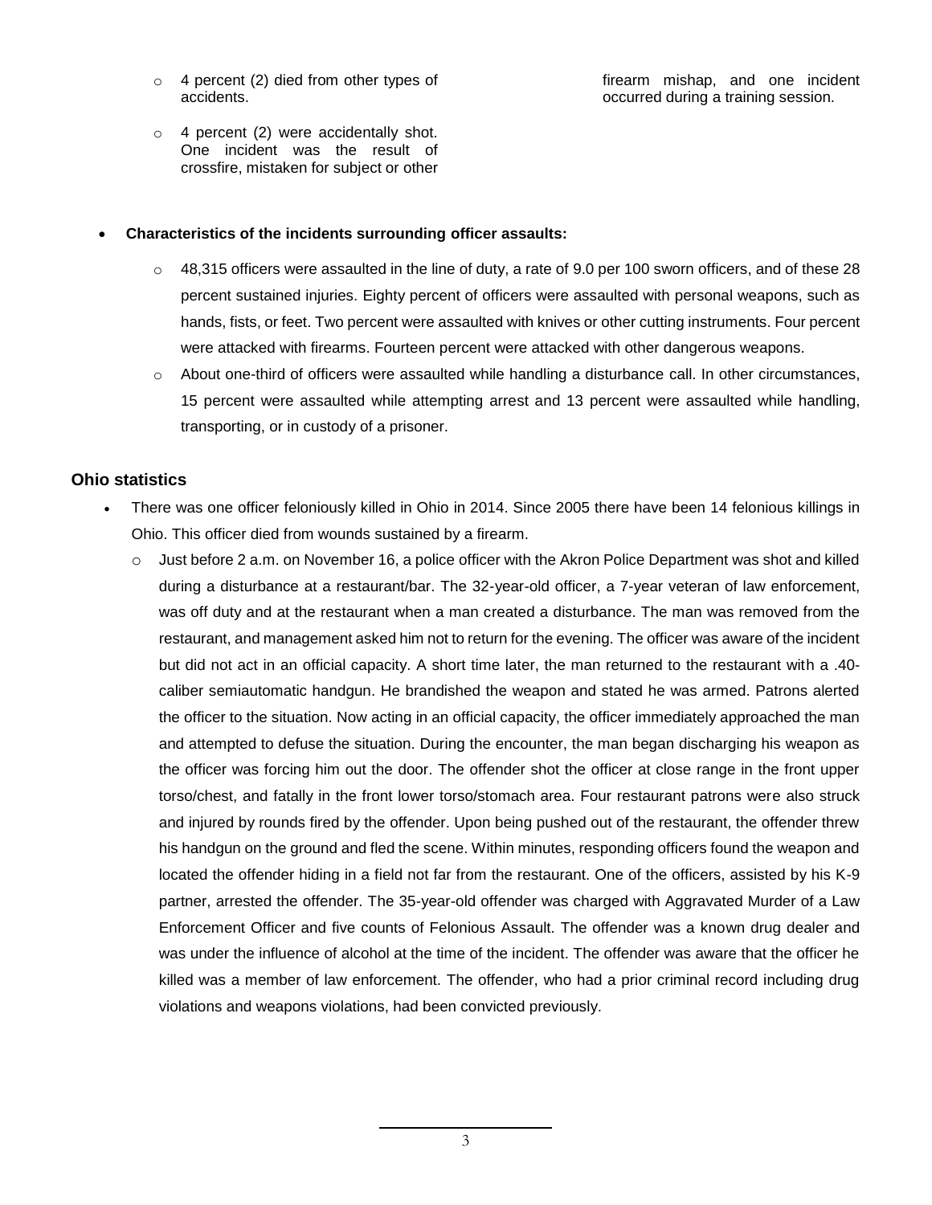- 4 percent (2) died from other types of accidents.
- 4 percent (2) were accidentally shot. One incident was the result of crossfire, mistaken for subject or other firearm mishap, and one incident occurred during a training session.

- **Characteristics of the incidents surrounding officer assaults:**
  - 48,315 officers were assaulted in the line of duty, a rate of 9.0 per 100 sworn officers, and of these 28 percent sustained injuries. Eighty percent of officers were assaulted with personal weapons, such as hands, fists, or feet. Two percent were assaulted with knives or other cutting instruments. Four percent were attacked with firearms. Fourteen percent were attacked with other dangerous weapons.
  - About one-third of officers were assaulted while handling a disturbance call. In other circumstances, 15 percent were assaulted while attempting arrest and 13 percent were assaulted while handling, transporting, or in custody of a prisoner.

## Ohio statistics

- There was one officer feloniously killed in Ohio in 2014. Since 2005 there have been 14 felonious killings in Ohio. This officer died from wounds sustained by a firearm.
  - Just before 2 a.m. on November 16, a police officer with the Akron Police Department was shot and killed during a disturbance at a restaurant/bar. The 32-year-old officer, a 7-year veteran of law enforcement, was off duty and at the restaurant when a man created a disturbance. The man was removed from the restaurant, and management asked him not to return for the evening. The officer was aware of the incident but did not act in an official capacity. A short time later, the man returned to the restaurant with a .40-caliber semiautomatic handgun. He brandished the weapon and stated he was armed. Patrons alerted the officer to the situation. Now acting in an official capacity, the officer immediately approached the man and attempted to defuse the situation. During the encounter, the man began discharging his weapon as the officer was forcing him out the door. The offender shot the officer at close range in the front upper torso/chest, and fatally in the front lower torso/stomach area. Four restaurant patrons were also struck and injured by rounds fired by the offender. Upon being pushed out of the restaurant, the offender threw his handgun on the ground and fled the scene. Within minutes, responding officers found the weapon and located the offender hiding in a field not far from the restaurant. One of the officers, assisted by his K-9 partner, arrested the offender. The 35-year-old offender was charged with Aggravated Murder of a Law Enforcement Officer and five counts of Felonious Assault. The offender was a known drug dealer and was under the influence of alcohol at the time of the incident. The offender was aware that the officer he killed was a member of law enforcement. The offender, who had a prior criminal record including drug violations and weapons violations, had been convicted previously.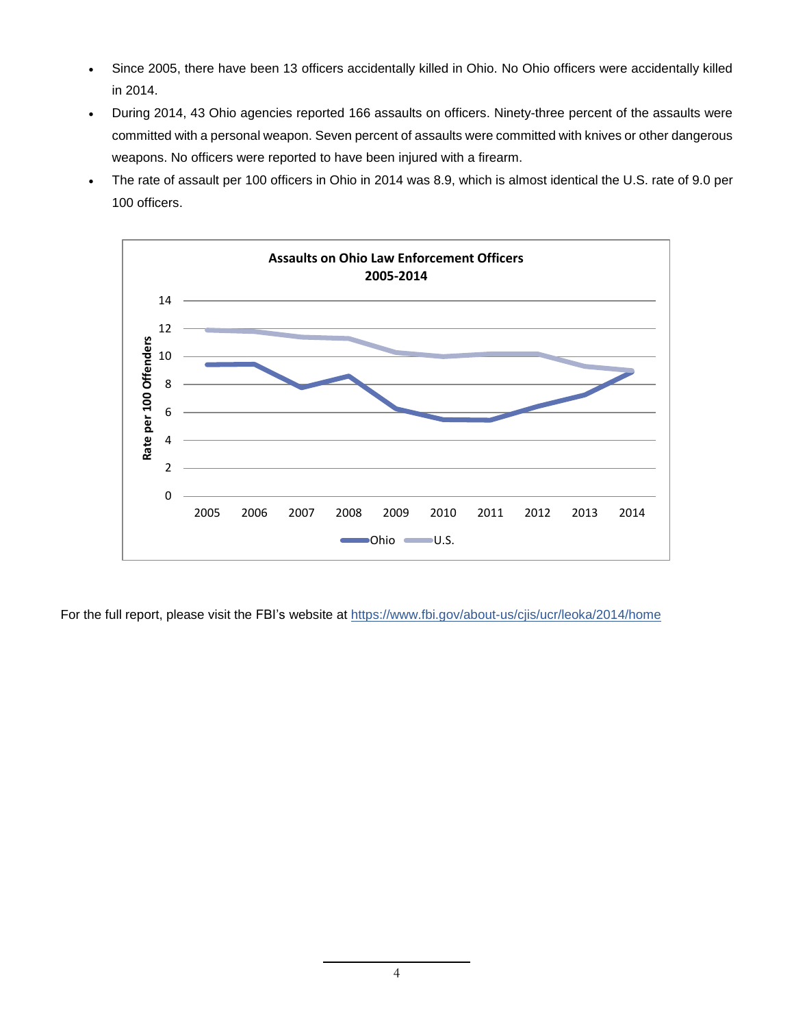- Since 2005, there have been 13 officers accidentally killed in Ohio. No Ohio officers were accidentally killed in 2014.
- During 2014, 43 Ohio agencies reported 166 assaults on officers. Ninety-three percent of the assaults were committed with a personal weapon. Seven percent of assaults were committed with knives or other dangerous weapons. No officers were reported to have been injured with a firearm.
- The rate of assault per 100 officers in Ohio in 2014 was 8.9, which is almost identical the U.S. rate of 9.0 per 100 officers.

**Assaults on Ohio Law Enforcement Officers**
**2005-2014**

Rate per 100 Offenders

14
12
10
8
6
4
2
0

2005 2006 2007 2008 2009 2010 2011 2012 2013 2014

Ohio U.S.

For the full report, please visit the FBI's website at [https://www.fbi.gov/about-us/cjis/ucr/leoka/2014/home](https://www.fbi.gov/about-us/cjis/ucr/leoka/2014/home)